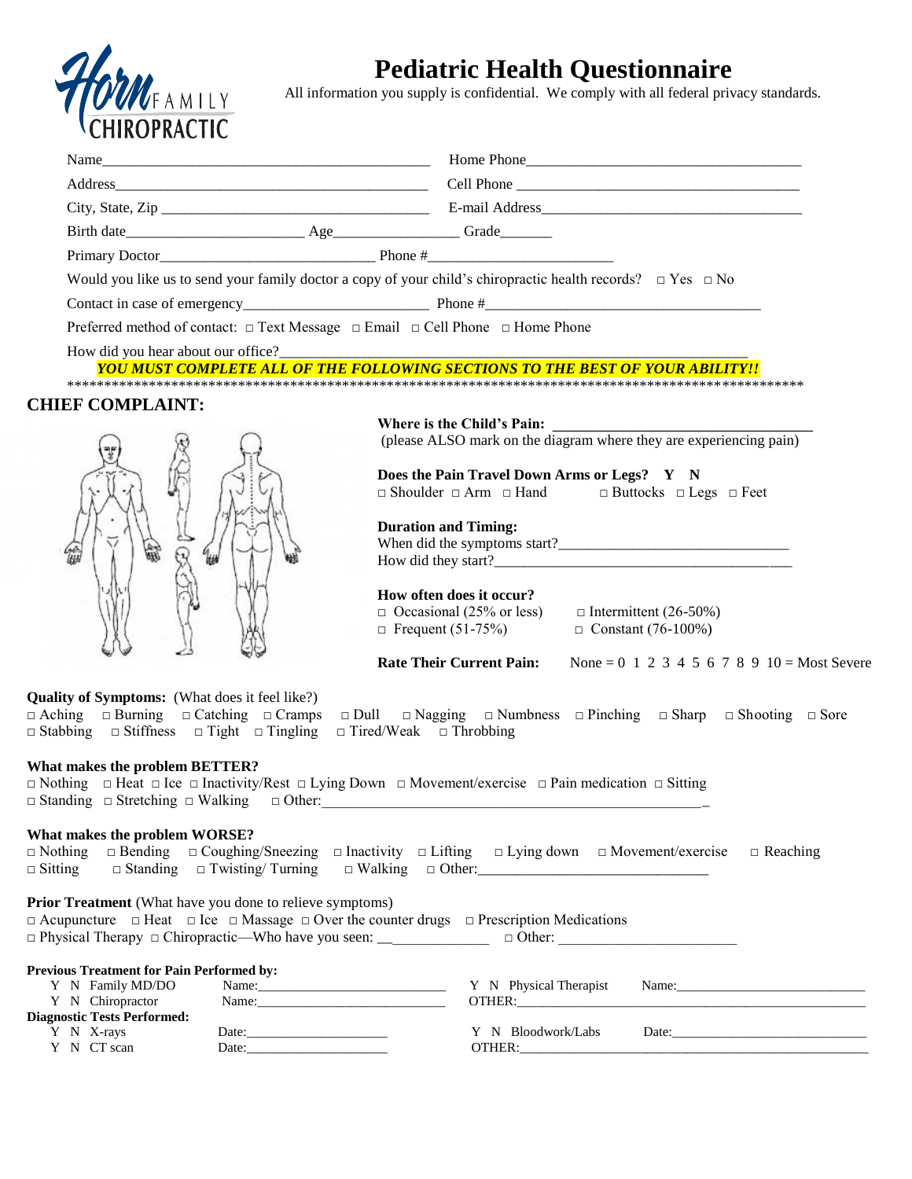HORN FAMILY CHIROPRACTIC

# Pediatric Health Questionnaire

All information you supply is confidential. We comply with all federal privacy standards.

Name_____________________________________________ Home Phone_____________________________________

Address__________________________________________ Cell Phone _____________________________________

City, State, Zip ____________________________________ E-mail Address__________________________________

Birth date_______________________ Age_________________ Grade_______

Primary Doctor____________________________ Phone #_________________________

Would you like us to send your family doctor a copy of your child's chiropractic health records? □ Yes □ No

Contact in case of emergency________________________ Phone #____________________________________

Preferred method of contact: □ Text Message □ Email □ Cell Phone □ Home Phone

How did you hear about our office?__________________________________________________________________

***YOU MUST COMPLETE ALL OF THE FOLLOWING SECTIONS TO THE BEST OF YOUR ABILITY!!***

*****************************************************************************************************

## CHIEF COMPLAINT:

**Where is the Child's Pain:** ___________________________________
(please ALSO mark on the diagram where they are experiencing pain)

**Does the Pain Travel Down Arms or Legs? Y N**
□ Shoulder □ Arm □ Hand □ Buttocks □ Legs □ Feet

**Duration and Timing:**
When did the symptoms start?_______________________________
How did they start?_______________________________________

**How often does it occur?**
□ Occasional (25% or less) □ Intermittent (26-50%)
□ Frequent (51-75%) □ Constant (76-100%)

**Rate Their Current Pain:** None = 0 1 2 3 4 5 6 7 8 9 10 = Most Severe

**Quality of Symptoms:** (What does it feel like?)
□ Aching □ Burning □ Catching □ Cramps □ Dull □ Nagging □ Numbness □ Pinching □ Sharp □ Shooting □ Sore
□ Stabbing □ Stiffness □ Tight □ Tingling □ Tired/Weak □ Throbbing

**What makes the problem BETTER?**
□ Nothing □ Heat □ Ice □ Inactivity/Rest □ Lying Down □ Movement/exercise □ Pain medication □ Sitting
□ Standing □ Stretching □ Walking □ Other:_______________________________________________________

**What makes the problem WORSE?**
□ Nothing □ Bending □ Coughing/Sneezing □ Inactivity □ Lifting □ Lying down □ Movement/exercise □ Reaching
□ Sitting □ Standing □ Twisting/ Turning □ Walking □ Other:________________________________

**Prior Treatment** (What have you done to relieve symptoms)
□ Acupuncture □ Heat □ Ice □ Massage □ Over the counter drugs □ Prescription Medications
□ Physical Therapy □ Chiropractic—Who have you seen: ______________ □ Other: ________________________

**Previous Treatment for Pain Performed by:**

Y N Family MD/DO Name:____________________________ Y N Physical Therapist Name:_____________________________

Y N Chiropractor Name:____________________________ OTHER:_____________________________________________________

**Diagnostic Tests Performed:**

Y N X-rays Date:_____________________ Y N Bloodwork/Labs Date:______________________________

Y N CT scan Date:_____________________ OTHER:_____________________________________________________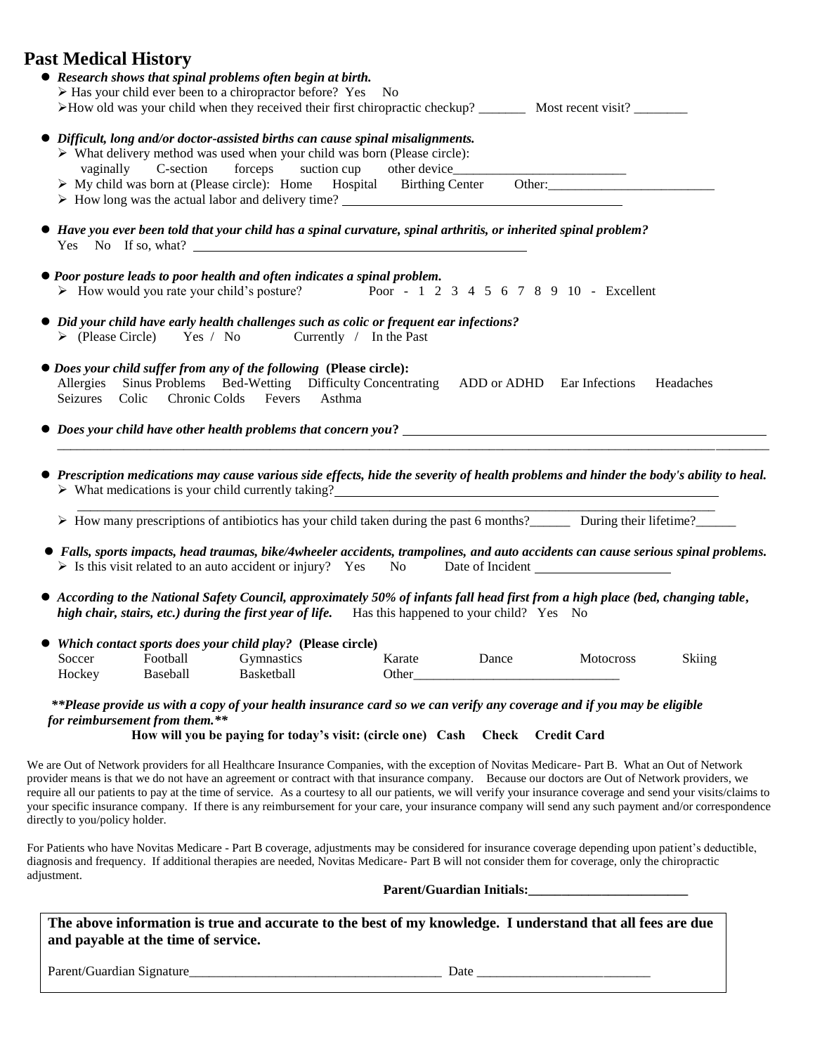# Past Medical History

- ***Research shows that spinal problems often begin at birth.***
  - Has your child ever been to a chiropractor before? Yes No
  - How old was your child when they received their first chiropractic checkup? _______ Most recent visit? ________

- ***Difficult, long and/or doctor-assisted births can cause spinal misalignments.***
  - What delivery method was used when your child was born (Please circle):
    vaginally C-section forceps suction cup other device__________________________
  - My child was born at (Please circle): Home Hospital Birthing Center Other:_________________________
  - How long was the actual labor and delivery time? ___________________________________________

- ***Have you ever been told that your child has a spinal curvature, spinal arthritis, or inherited spinal problem?***
  Yes No If so, what? ____________________________________________________

- ***Poor posture leads to poor health and often indicates a spinal problem.***
  - How would you rate your child's posture? Poor - 1 2 3 4 5 6 7 8 9 10 - Excellent

- ***Did your child have early health challenges such as colic or frequent ear infections?***
  - (Please Circle) Yes / No Currently / In the Past

- ***Does your child suffer from any of the following*** **(Please circle):**
  Allergies Sinus Problems Bed-Wetting Difficulty Concentrating ADD or ADHD Ear Infections Headaches
  Seizures Colic Chronic Colds Fevers Asthma

- ***Does your child have other health problems that concern you*?** ______________________________________________________
  ______________________________________________________________________________________________________

- ***Prescription medications may cause various side effects, hide the severity of health problems and hinder the body's ability to heal.***
  - What medications is your child currently taking?___________________________________________________________
    ___________________________________________________________________________________________
  - How many prescriptions of antibiotics has your child taken during the past 6 months?______ During their lifetime?______

- ***Falls, sports impacts, head traumas, bike/4wheeler accidents, trampolines, and auto accidents can cause serious spinal problems.***
  - Is this visit related to an auto accident or injury? Yes No Date of Incident ____________________

- ***According to the National Safety Council, approximately 50% of infants fall head first from a high place (bed, changing table, high chair, stairs, etc.) during the first year of life.*** Has this happened to your child? Yes No

- ***Which contact sports does your child play?*** **(Please circle)**
  Soccer Football Gymnastics Karate Dance Motocross Skiing
  Hockey Baseball Basketball Other______________________________

***\*\*Please provide us with a copy of your health insurance card so we can verify any coverage and if you may be eligible for reimbursement from them.\*\****

**How will you be paying for today's visit: (circle one) Cash Check Credit Card**

We are Out of Network providers for all Healthcare Insurance Companies, with the exception of Novitas Medicare- Part B. What an Out of Network provider means is that we do not have an agreement or contract with that insurance company. Because our doctors are Out of Network providers, we require all our patients to pay at the time of service. As a courtesy to all our patients, we will verify your insurance coverage and send your visits/claims to your specific insurance company. If there is any reimbursement for your care, your insurance company will send any such payment and/or correspondence directly to you/policy holder.

For Patients who have Novitas Medicare - Part B coverage, adjustments may be considered for insurance coverage depending upon patient's deductible, diagnosis and frequency. If additional therapies are needed, Novitas Medicare- Part B will not consider them for coverage, only the chiropractic adjustment.

**Parent/Guardian Initials:________________________**

**The above information is true and accurate to the best of my knowledge. I understand that all fees are due and payable at the time of service.**

Parent/Guardian Signature______________________________________ Date __________________________